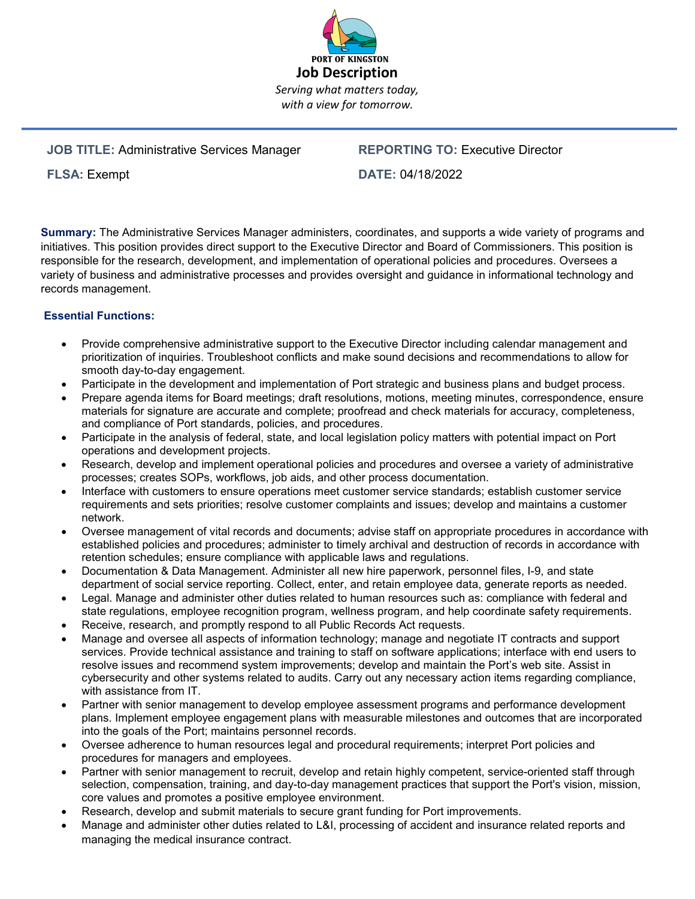PORT OF KINGSTON

# Job Description

*Serving what matters today,*
*with a view for tomorrow.*

**JOB TITLE:** Administrative Services Manager

**REPORTING TO:** Executive Director

**FLSA:** Exempt

**DATE:** 04/18/2022

**Summary:** The Administrative Services Manager administers, coordinates, and supports a wide variety of programs and initiatives. This position provides direct support to the Executive Director and Board of Commissioners. This position is responsible for the research, development, and implementation of operational policies and procedures. Oversees a variety of business and administrative processes and provides oversight and guidance in informational technology and records management.

**Essential Functions:**

- Provide comprehensive administrative support to the Executive Director including calendar management and prioritization of inquiries. Troubleshoot conflicts and make sound decisions and recommendations to allow for smooth day-to-day engagement.
- Participate in the development and implementation of Port strategic and business plans and budget process.
- Prepare agenda items for Board meetings; draft resolutions, motions, meeting minutes, correspondence, ensure materials for signature are accurate and complete; proofread and check materials for accuracy, completeness, and compliance of Port standards, policies, and procedures.
- Participate in the analysis of federal, state, and local legislation policy matters with potential impact on Port operations and development projects.
- Research, develop and implement operational policies and procedures and oversee a variety of administrative processes; creates SOPs, workflows, job aids, and other process documentation.
- Interface with customers to ensure operations meet customer service standards; establish customer service requirements and sets priorities; resolve customer complaints and issues; develop and maintains a customer network.
- Oversee management of vital records and documents; advise staff on appropriate procedures in accordance with established policies and procedures; administer to timely archival and destruction of records in accordance with retention schedules; ensure compliance with applicable laws and regulations.
- Documentation & Data Management. Administer all new hire paperwork, personnel files, I-9, and state department of social service reporting. Collect, enter, and retain employee data, generate reports as needed.
- Legal. Manage and administer other duties related to human resources such as: compliance with federal and state regulations, employee recognition program, wellness program, and help coordinate safety requirements.
- Receive, research, and promptly respond to all Public Records Act requests.
- Manage and oversee all aspects of information technology; manage and negotiate IT contracts and support services. Provide technical assistance and training to staff on software applications; interface with end users to resolve issues and recommend system improvements; develop and maintain the Port's web site. Assist in cybersecurity and other systems related to audits. Carry out any necessary action items regarding compliance, with assistance from IT.
- Partner with senior management to develop employee assessment programs and performance development plans. Implement employee engagement plans with measurable milestones and outcomes that are incorporated into the goals of the Port; maintains personnel records.
- Oversee adherence to human resources legal and procedural requirements; interpret Port policies and procedures for managers and employees.
- Partner with senior management to recruit, develop and retain highly competent, service-oriented staff through selection, compensation, training, and day-to-day management practices that support the Port's vision, mission, core values and promotes a positive employee environment.
- Research, develop and submit materials to secure grant funding for Port improvements.
- Manage and administer other duties related to L&I, processing of accident and insurance related reports and managing the medical insurance contract.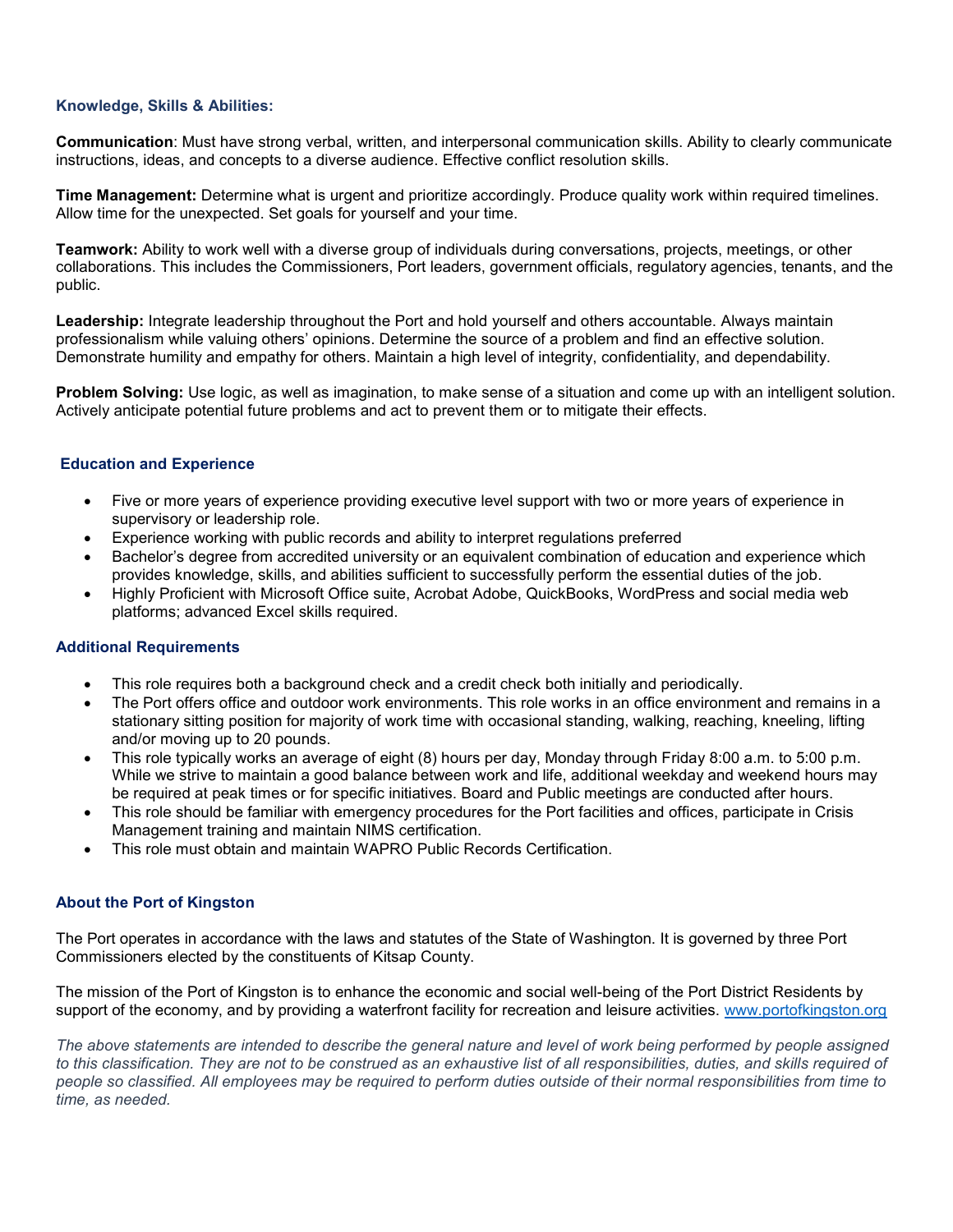### Knowledge, Skills & Abilities:

**Communication**: Must have strong verbal, written, and interpersonal communication skills. Ability to clearly communicate instructions, ideas, and concepts to a diverse audience. Effective conflict resolution skills.

**Time Management:** Determine what is urgent and prioritize accordingly. Produce quality work within required timelines. Allow time for the unexpected. Set goals for yourself and your time.

**Teamwork:** Ability to work well with a diverse group of individuals during conversations, projects, meetings, or other collaborations. This includes the Commissioners, Port leaders, government officials, regulatory agencies, tenants, and the public.

**Leadership:** Integrate leadership throughout the Port and hold yourself and others accountable. Always maintain professionalism while valuing others' opinions. Determine the source of a problem and find an effective solution. Demonstrate humility and empathy for others. Maintain a high level of integrity, confidentiality, and dependability.

**Problem Solving:** Use logic, as well as imagination, to make sense of a situation and come up with an intelligent solution. Actively anticipate potential future problems and act to prevent them or to mitigate their effects.

### Education and Experience

- Five or more years of experience providing executive level support with two or more years of experience in supervisory or leadership role.
- Experience working with public records and ability to interpret regulations preferred
- Bachelor's degree from accredited university or an equivalent combination of education and experience which provides knowledge, skills, and abilities sufficient to successfully perform the essential duties of the job.
- Highly Proficient with Microsoft Office suite, Acrobat Adobe, QuickBooks, WordPress and social media web platforms; advanced Excel skills required.

### Additional Requirements

- This role requires both a background check and a credit check both initially and periodically.
- The Port offers office and outdoor work environments. This role works in an office environment and remains in a stationary sitting position for majority of work time with occasional standing, walking, reaching, kneeling, lifting and/or moving up to 20 pounds.
- This role typically works an average of eight (8) hours per day, Monday through Friday 8:00 a.m. to 5:00 p.m. While we strive to maintain a good balance between work and life, additional weekday and weekend hours may be required at peak times or for specific initiatives. Board and Public meetings are conducted after hours.
- This role should be familiar with emergency procedures for the Port facilities and offices, participate in Crisis Management training and maintain NIMS certification.
- This role must obtain and maintain WAPRO Public Records Certification.

### About the Port of Kingston

The Port operates in accordance with the laws and statutes of the State of Washington. It is governed by three Port Commissioners elected by the constituents of Kitsap County.

The mission of the Port of Kingston is to enhance the economic and social well-being of the Port District Residents by support of the economy, and by providing a waterfront facility for recreation and leisure activities. [www.portofkingston.org](http://www.portofkingston.org)

*The above statements are intended to describe the general nature and level of work being performed by people assigned to this classification. They are not to be construed as an exhaustive list of all responsibilities, duties, and skills required of people so classified. All employees may be required to perform duties outside of their normal responsibilities from time to time, as needed.*